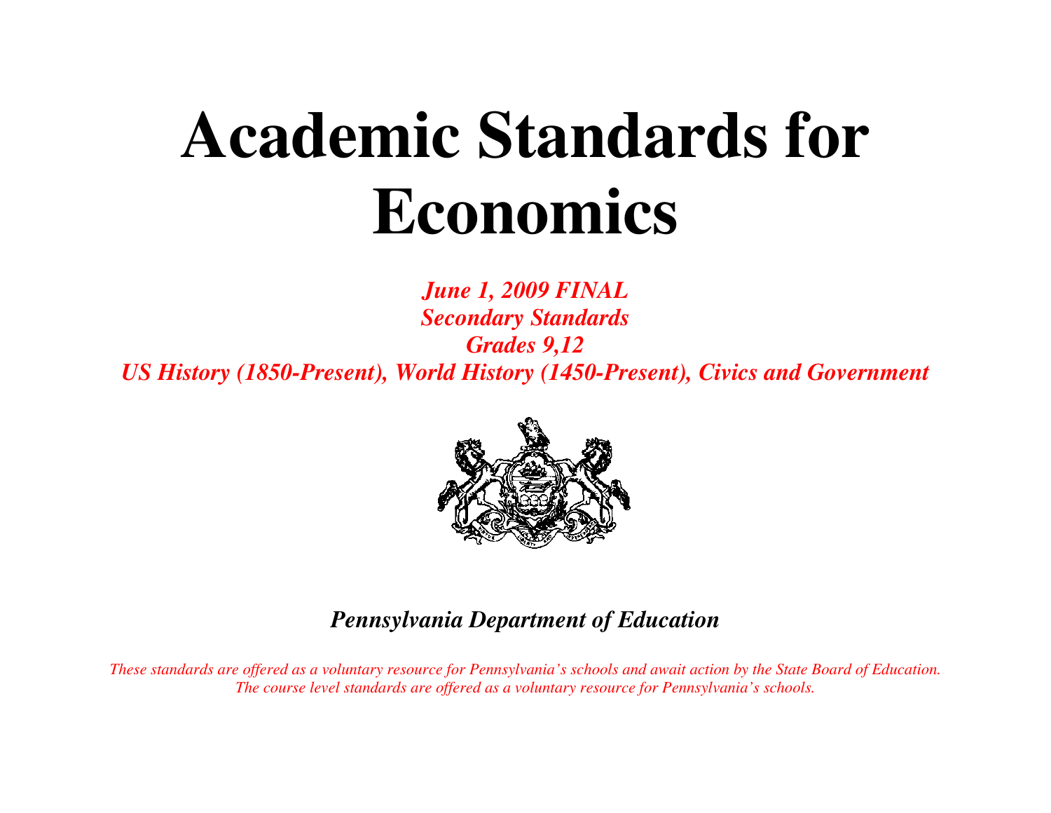# Academic Standards for Economics

***June 1, 2009 FINAL***
***Secondary Standards***
***Grades 9,12***
***US History (1850-Present), World History (1450-Present), Civics and Government***

***Pennsylvania Department of Education***

*These standards are offered as a voluntary resource for Pennsylvania's schools and await action by the State Board of Education.*
*The course level standards are offered as a voluntary resource for Pennsylvania's schools.*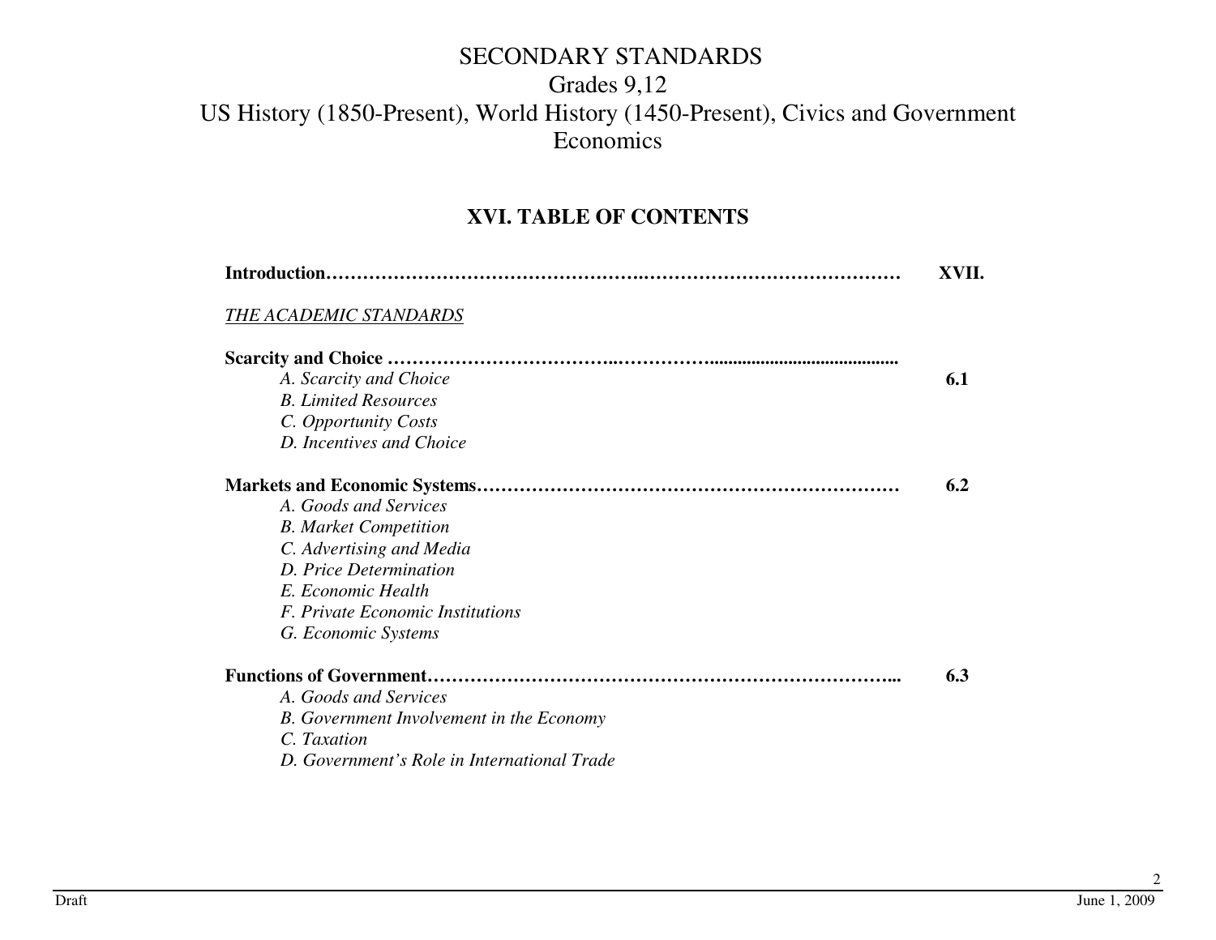# SECONDARY STANDARDS

## Grades 9,12

## US History (1850-Present), World History (1450-Present), Civics and Government Economics

## XVI. TABLE OF CONTENTS

**Introduction……………………………………………..…………………………………… XVII.**

<u>*THE ACADEMIC STANDARDS*</u>

**Scarcity and Choice ………………………………..…………….......................................... 6.1**

- *A. Scarcity and Choice*
- *B. Limited Resources*
- *C. Opportunity Costs*
- *D. Incentives and Choice*

**Markets and Economic Systems…………………………………………………………… 6.2**

- *A. Goods and Services*
- *B. Market Competition*
- *C. Advertising and Media*
- *D. Price Determination*
- *E. Economic Health*
- *F. Private Economic Institutions*
- *G. Economic Systems*

**Functions of Government…………………………………………………………………... 6.3**

- *A. Goods and Services*
- *B. Government Involvement in the Economy*
- *C. Taxation*
- *D. Government's Role in International Trade*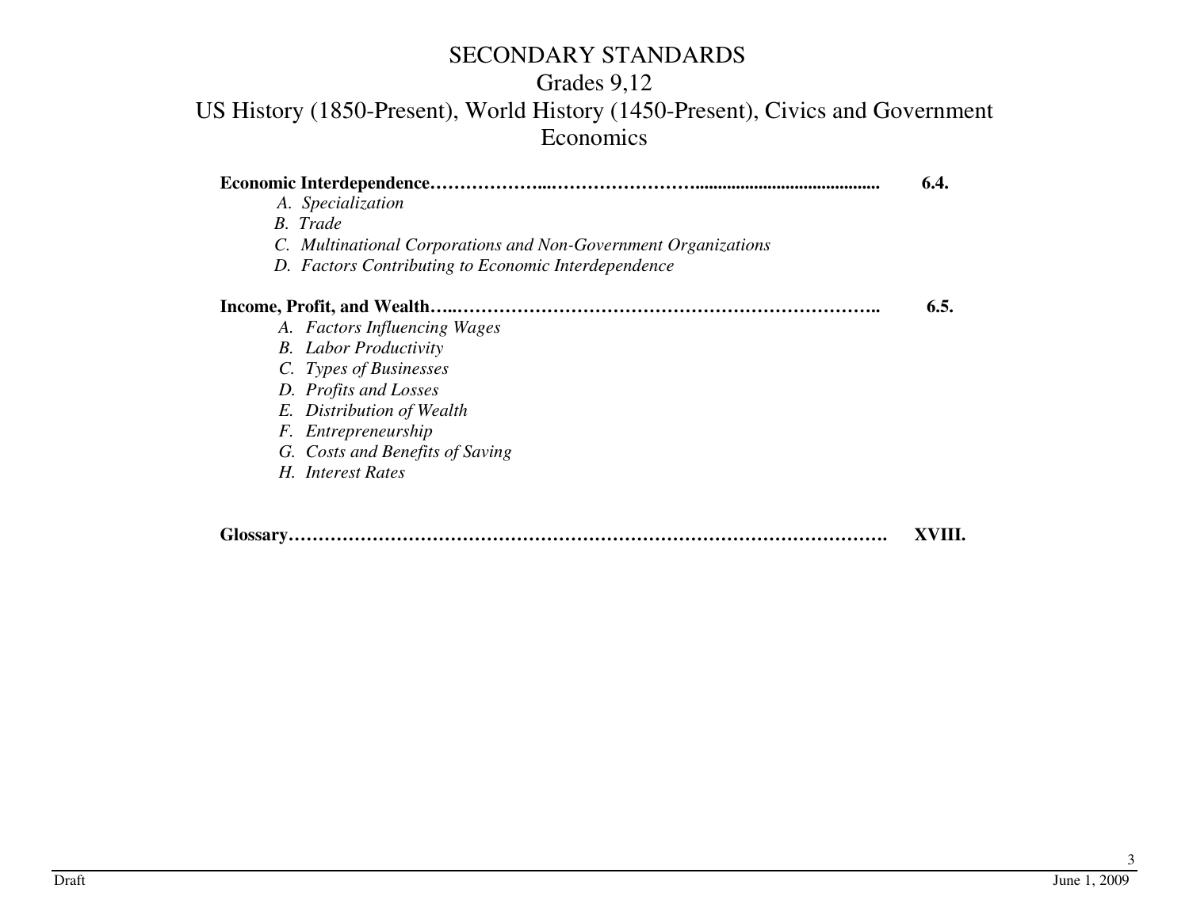# SECONDARY STANDARDS

## Grades 9,12

## US History (1850-Present), World History (1450-Present), Civics and Government

## Economics

**Economic Interdependence………………...…………………….......................................... 6.4.**

- *A. Specialization*
- *B. Trade*
- *C. Multinational Corporations and Non-Government Organizations*
- *D. Factors Contributing to Economic Interdependence*

**Income, Profit, and Wealth…..…………………………………………………………….. 6.5.**

- *A. Factors Influencing Wages*
- *B. Labor Productivity*
- *C. Types of Businesses*
- *D. Profits and Losses*
- *E. Distribution of Wealth*
- *F. Entrepreneurship*
- *G. Costs and Benefits of Saving*
- *H. Interest Rates*

**Glossary……………………………………………………………………………………. XVIII.**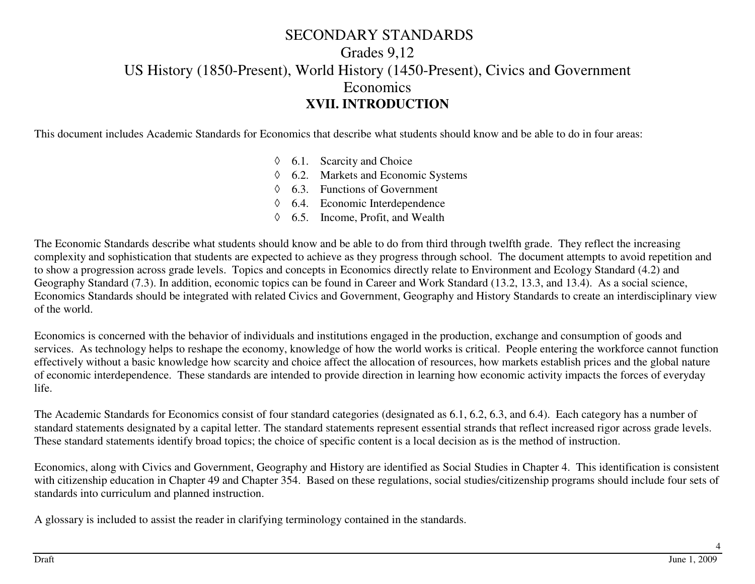# SECONDARY STANDARDS

## Grades 9,12

## US History (1850-Present), World History (1450-Present), Civics and Government

## Economics

## XVII. INTRODUCTION

This document includes Academic Standards for Economics that describe what students should know and be able to do in four areas:

- ◊ 6.1. Scarcity and Choice
- ◊ 6.2. Markets and Economic Systems
- ◊ 6.3. Functions of Government
- ◊ 6.4. Economic Interdependence
- ◊ 6.5. Income, Profit, and Wealth

The Economic Standards describe what students should know and be able to do from third through twelfth grade. They reflect the increasing complexity and sophistication that students are expected to achieve as they progress through school. The document attempts to avoid repetition and to show a progression across grade levels. Topics and concepts in Economics directly relate to Environment and Ecology Standard (4.2) and Geography Standard (7.3). In addition, economic topics can be found in Career and Work Standard (13.2, 13.3, and 13.4). As a social science, Economics Standards should be integrated with related Civics and Government, Geography and History Standards to create an interdisciplinary view of the world.

Economics is concerned with the behavior of individuals and institutions engaged in the production, exchange and consumption of goods and services. As technology helps to reshape the economy, knowledge of how the world works is critical. People entering the workforce cannot function effectively without a basic knowledge how scarcity and choice affect the allocation of resources, how markets establish prices and the global nature of economic interdependence. These standards are intended to provide direction in learning how economic activity impacts the forces of everyday life.

The Academic Standards for Economics consist of four standard categories (designated as 6.1, 6.2, 6.3, and 6.4). Each category has a number of standard statements designated by a capital letter. The standard statements represent essential strands that reflect increased rigor across grade levels. These standard statements identify broad topics; the choice of specific content is a local decision as is the method of instruction.

Economics, along with Civics and Government, Geography and History are identified as Social Studies in Chapter 4. This identification is consistent with citizenship education in Chapter 49 and Chapter 354. Based on these regulations, social studies/citizenship programs should include four sets of standards into curriculum and planned instruction.

A glossary is included to assist the reader in clarifying terminology contained in the standards.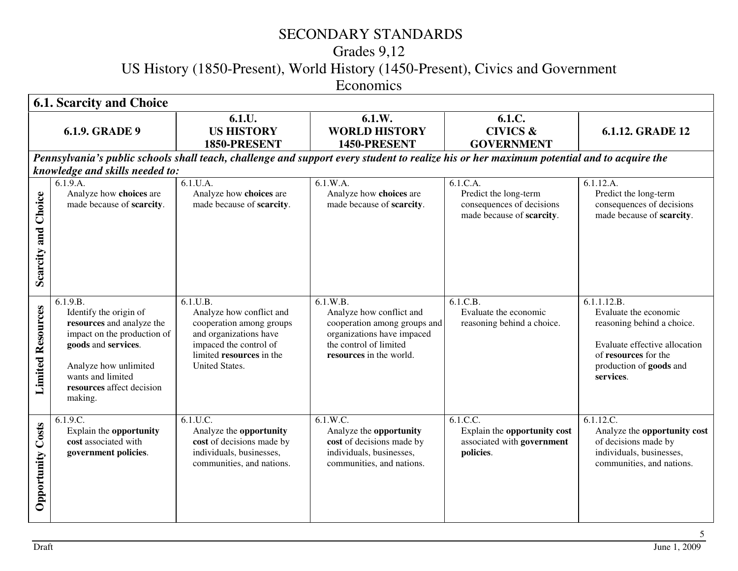# SECONDARY STANDARDS

## Grades 9,12

## US History (1850-Present), World History (1450-Present), Civics and Government

## Economics

| 6.1. Scarcity and Choice | | | | | |
|---|---|---|---|---|---|
| | **6.1.9. GRADE 9** | **6.1.U. US HISTORY 1850-PRESENT** | **6.1.W. WORLD HISTORY 1450-PRESENT** | **6.1.C. CIVICS & GOVERNMENT** | **6.1.12. GRADE 12** |
| ***Pennsylvania's public schools shall teach, challenge and support every student to realize his or her maximum potential and to acquire the knowledge and skills needed to:*** | | | | | |
| **Scarcity and Choice** | 6.1.9.A. Analyze how **choices** are made because of **scarcity**. | 6.1.U.A. Analyze how **choices** are made because of **scarcity**. | 6.1.W.A. Analyze how **choices** are made because of **scarcity**. | 6.1.C.A. Predict the long-term consequences of decisions made because of **scarcity**. | 6.1.12.A. Predict the long-term consequences of decisions made because of **scarcity**. |
| **Limited Resources** | 6.1.9.B. Identify the origin of **resources** and analyze the impact on the production of **goods** and **services**.<br><br>Analyze how unlimited wants and limited **resources** affect decision making. | 6.1.U.B. Analyze how conflict and cooperation among groups and organizations have impaced the control of limited **resources** in the United States. | 6.1.W.B. Analyze how conflict and cooperation among groups and organizations have impaced the control of limited **resources** in the world. | 6.1.C.B. Evaluate the economic reasoning behind a choice. | 6.1.1.12.B. Evaluate the economic reasoning behind a choice.<br><br>Evaluate effective allocation of **resources** for the production of **goods** and **services**. |
| **Opportunity Costs** | 6.1.9.C. Explain the **opportunity cost** associated with **government policies**. | 6.1.U.C. Analyze the **opportunity cost** of decisions made by individuals, businesses, communities, and nations. | 6.1.W.C. Analyze the **opportunity cost** of decisions made by individuals, businesses, communities, and nations. | 6.1.C.C. Explain the **opportunity cost** associated with **government policies**. | 6.1.12.C. Analyze the **opportunity cost** of decisions made by individuals, businesses, communities, and nations. |

Draft June 1, 2009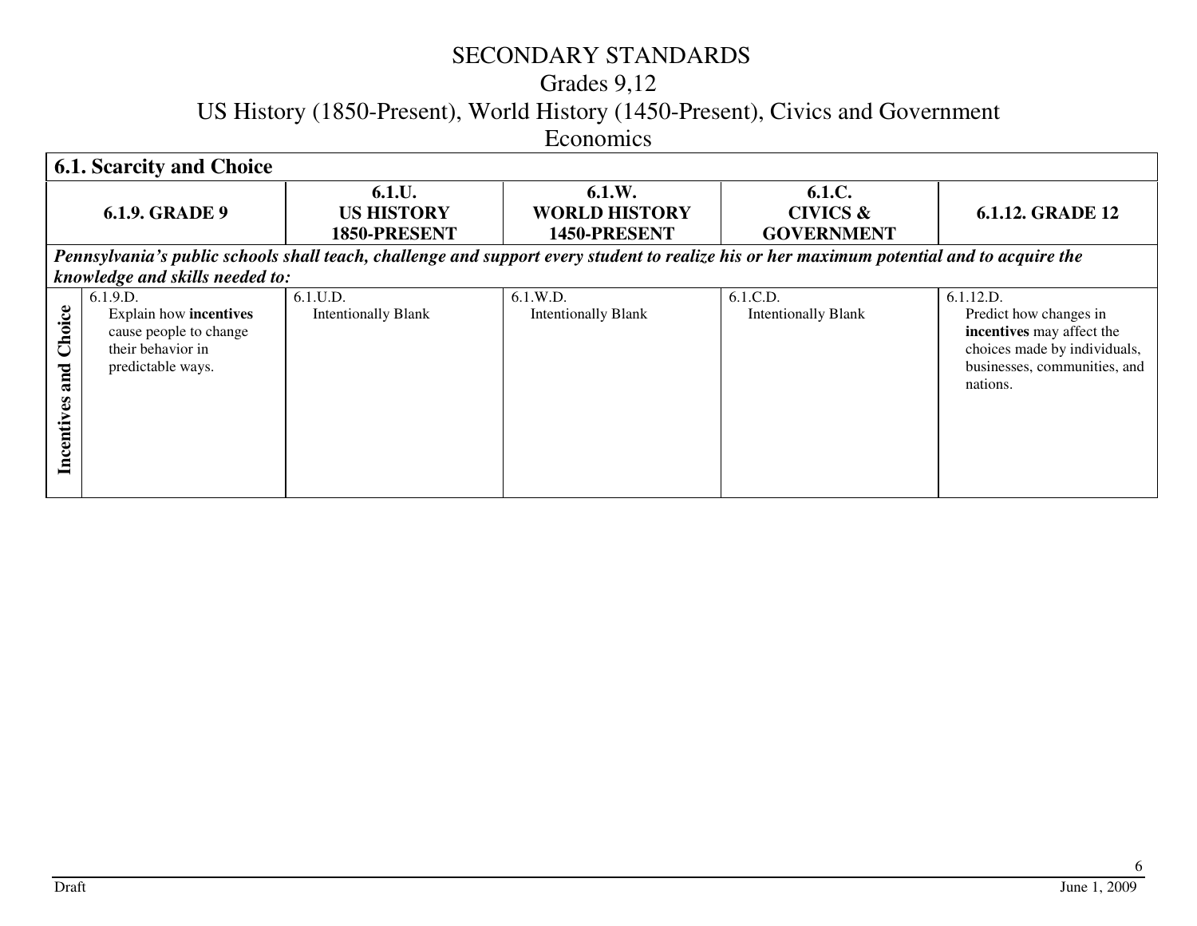# SECONDARY STANDARDS

## Grades 9,12

## US History (1850-Present), World History (1450-Present), Civics and Government

## Economics

| 6.1. Scarcity and Choice | | | | | | |
|---|---|---|---|---|---|---|
| **6.1.9. GRADE 9** | | **6.1.U. US HISTORY 1850-PRESENT** | **6.1.W. WORLD HISTORY 1450-PRESENT** | **6.1.C. CIVICS & GOVERNMENT** | **6.1.12. GRADE 12** |
| ***Pennsylvania's public schools shall teach, challenge and support every student to realize his or her maximum potential and to acquire the knowledge and skills needed to:*** | | | | | |
| **Incentives and Choice** | 6.1.9.D. Explain how **incentives** cause people to change their behavior in predictable ways. | 6.1.U.D. Intentionally Blank | 6.1.W.D. Intentionally Blank | 6.1.C.D. Intentionally Blank | 6.1.12.D. Predict how changes in **incentives** may affect the choices made by individuals, businesses, communities, and nations. |

Draft June 1, 2009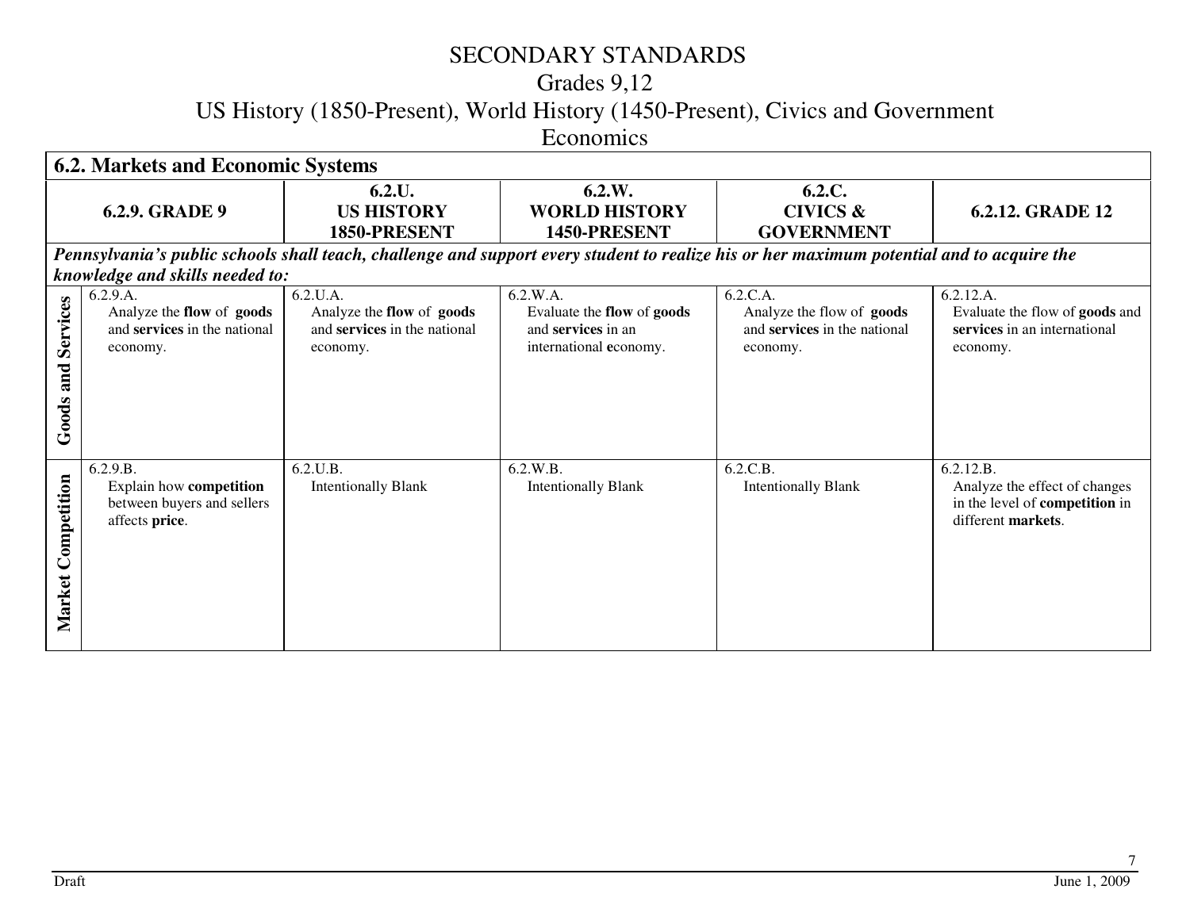# SECONDARY STANDARDS

## Grades 9,12

## US History (1850-Present), World History (1450-Present), Civics and Government

## Economics

| **6.2. Markets and Economic Systems** | | | | | |
|---|---|---|---|---|---|
| | **6.2.9. GRADE 9** | **6.2.U. US HISTORY 1850-PRESENT** | **6.2.W. WORLD HISTORY 1450-PRESENT** | **6.2.C. CIVICS & GOVERNMENT** | **6.2.12. GRADE 12** |
| ***Pennsylvania's public schools shall teach, challenge and support every student to realize his or her maximum potential and to acquire the knowledge and skills needed to:*** | | | | | |
| **Goods and Services** | 6.2.9.A. Analyze the **flow** of **goods** and **services** in the national economy. | 6.2.U.A. Analyze the **flow** of **goods** and **services** in the national economy. | 6.2.W.A. Evaluate the **flow** of **goods** and **services** in an international **e**conomy. | 6.2.C.A. Analyze the flow of **goods** and **services** in the national economy. | 6.2.12.A. Evaluate the flow of **goods** and **services** in an international economy. |
| **Market Competition** | 6.2.9.B. Explain how **competition** between buyers and sellers affects **price**. | 6.2.U.B. Intentionally Blank | 6.2.W.B. Intentionally Blank | 6.2.C.B. Intentionally Blank | 6.2.12.B. Analyze the effect of changes in the level of **competition** in different **markets**. |

Draft June 1, 2009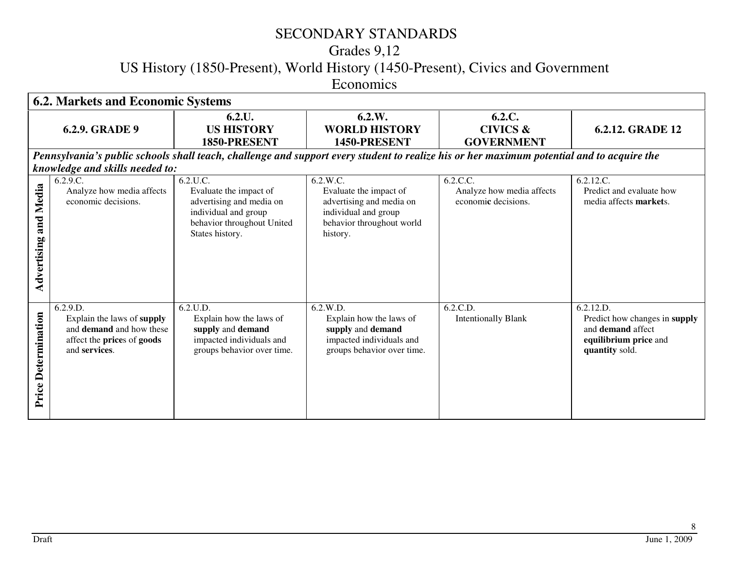# SECONDARY STANDARDS
## Grades 9,12
## US History (1850-Present), World History (1450-Present), Civics and Government
## Economics

| **6.2. Markets and Economic Systems** | | | | | |
|---|---|---|---|---|---|
| | **6.2.9. GRADE 9** | **6.2.U. US HISTORY 1850-PRESENT** | **6.2.W. WORLD HISTORY 1450-PRESENT** | **6.2.C. CIVICS & GOVERNMENT** | **6.2.12. GRADE 12** |
| ***Pennsylvania's public schools shall teach, challenge and support every student to realize his or her maximum potential and to acquire the knowledge and skills needed to:*** | | | | | |
| **Advertising and Media** | 6.2.9.C. Analyze how media affects economic decisions. | 6.2.U.C. Evaluate the impact of advertising and media on individual and group behavior throughout United States history. | 6.2.W.C. Evaluate the impact of advertising and media on individual and group behavior throughout world history. | 6.2.C.C. Analyze how media affects economi**c** decisions. | 6.2.12.C. Predict and evaluate how media affects **market**s. |
| **Price Determination** | 6.2.9.D. Explain the laws of **supply** and **demand** and how these affect the **price**s of **goods** and **services**. | 6.2.U.D. Explain how the laws of **supply** and **demand** impacted individuals and groups behavior over time. | 6.2.W.D. Explain how the laws of **supply** and **demand** impacted individuals and groups behavior over time. | 6.2.C.D. Intentionally Blank | 6.2.12.D. Predict how changes in **supply** and **demand** affect **equilibrium price** and **quantity** sold. |

Draft June 1, 2009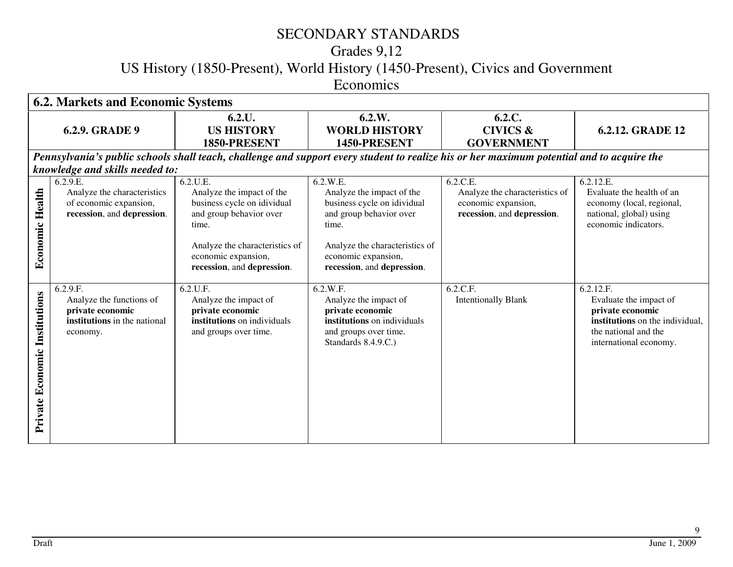# SECONDARY STANDARDS

## Grades 9,12

## US History (1850-Present), World History (1450-Present), Civics and Government

## Economics

| 6.2. Markets and Economic Systems | | | | | |
|---|---|---|---|---|---|
| | **6.2.9. GRADE 9** | **6.2.U. US HISTORY 1850-PRESENT** | **6.2.W. WORLD HISTORY 1450-PRESENT** | **6.2.C. CIVICS & GOVERNMENT** | **6.2.12. GRADE 12** |
| ***Pennsylvania's public schools shall teach, challenge and support every student to realize his or her maximum potential and to acquire the knowledge and skills needed to:*** | | | | | |
| **Economic Health** | 6.2.9.E. Analyze the characteristics of economic expansion, **recession**, and **depression**. | 6.2.U.E. Analyze the impact of the business cycle on idividual and group behavior over time.<br><br>Analyze the characteristics of economic expansion, **recession**, and **depression**. | 6.2.W.E. Analyze the impact of the business cycle on idividual and group behavior over time.<br><br>Analyze the characteristics of economic expansion, **recession**, and **depression**. | 6.2.C.E. Analyze the characteristics of economic expansion, **recession**, and **depression**. | 6.2.12.E. Evaluate the health of an economy (local, regional, national, global) using economic indicators. |
| **Private Economic Institutions** | 6.2.9.F. Analyze the functions of **private economic institutions** in the national economy. | 6.2.U.F. Analyze the impact of **private economic institutions** on individuals and groups over time. | 6.2.W.F. Analyze the impact of **private economic institutions** on individuals and groups over time. Standards 8.4.9.C.) | 6.2.C.F. Intentionally Blank | 6.2.12.F. Evaluate the impact of **private economic institutions** on the individual, the national and the international economy. |

Draft June 1, 2009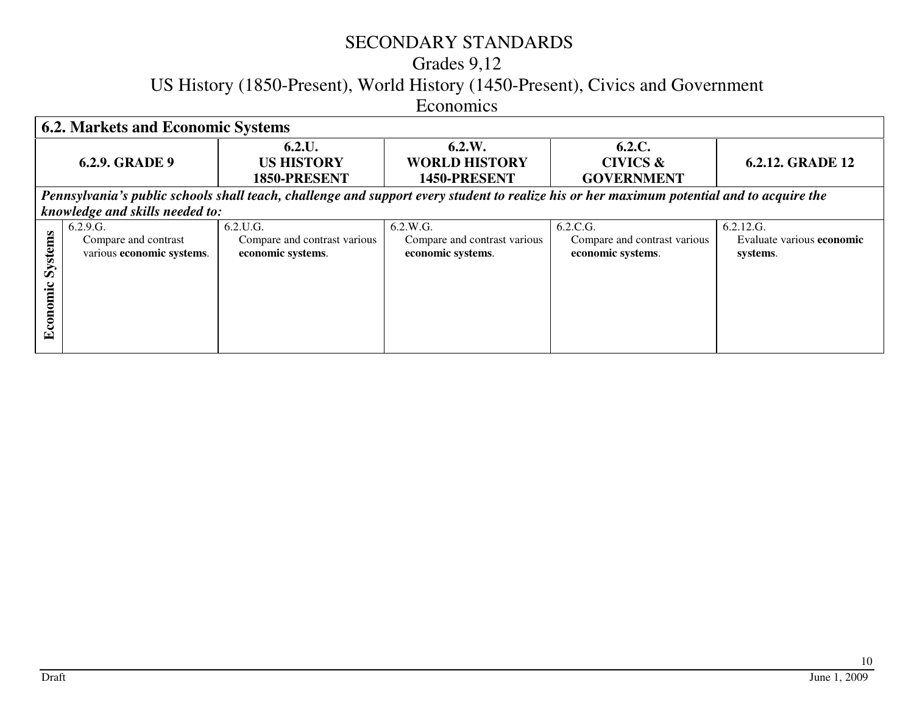# SECONDARY STANDARDS
## Grades 9,12
## US History (1850-Present), World History (1450-Present), Civics and Government
## Economics

| 6.2. Markets and Economic Systems | | | | | |
|---|---|---|---|---|---|
| | **6.2.9. GRADE 9** | **6.2.U. US HISTORY 1850-PRESENT** | **6.2.W. WORLD HISTORY 1450-PRESENT** | **6.2.C. CIVICS & GOVERNMENT** | **6.2.12. GRADE 12** |
| ***Pennsylvania's public schools shall teach, challenge and support every student to realize his or her maximum potential and to acquire the knowledge and skills needed to:*** | | | | | |
| **Economic Systems** | 6.2.9.G. Compare and contrast various **economic systems**. | 6.2.U.G. Compare and contrast various **economic systems**. | 6.2.W.G. Compare and contrast various **economic systems**. | 6.2.C.G. Compare and contrast various **economic systems**. | 6.2.12.G. Evaluate various **economic systems**. |

Draft June 1, 2009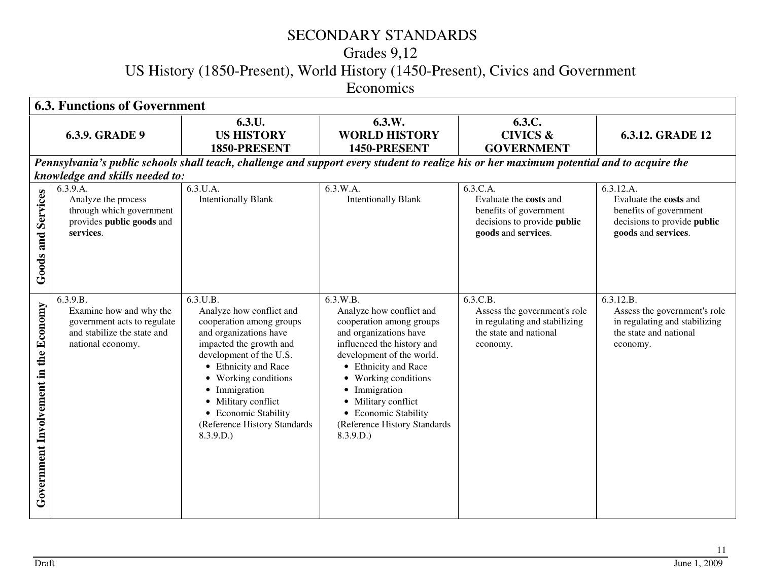# SECONDARY STANDARDS

## Grades 9,12

## US History (1850-Present), World History (1450-Present), Civics and Government Economics

### 6.3. Functions of Government

| | 6.3.9. GRADE 9 | 6.3.U. US HISTORY 1850-PRESENT | 6.3.W. WORLD HISTORY 1450-PRESENT | 6.3.C. CIVICS & GOVERNMENT | 6.3.12. GRADE 12 |
|---|---|---|---|---|---|
| | ***Pennsylvania's public schools shall teach, challenge and support every student to realize his or her maximum potential and to acquire the knowledge and skills needed to:*** | | | | |
| **Goods and Services** | 6.3.9.A. Analyze the process through which government provides **public goods** and **services**. | 6.3.U.A. Intentionally Blank | 6.3.W.A. Intentionally Blank | 6.3.C.A. Evaluate the **costs** and benefits of government decisions to provide **public goods** and **services**. | 6.3.12.A. Evaluate the **costs** and benefits of government decisions to provide **public goods** and **services**. |
| **Government Involvement in the Economy** | 6.3.9.B. Examine how and why the government acts to regulate and stabilize the state and national economy. | 6.3.U.B. Analyze how conflict and cooperation among groups and organizations have impacted the growth and development of the U.S.<br>• Ethnicity and Race<br>• Working conditions<br>• Immigration<br>• Military conflict<br>• Economic Stability<br>(Reference History Standards 8.3.9.D.) | 6.3.W.B. Analyze how conflict and cooperation among groups and organizations have influenced the history and development of the world.<br>• Ethnicity and Race<br>• Working conditions<br>• Immigration<br>• Military conflict<br>• Economic Stability<br>(Reference History Standards 8.3.9.D.) | 6.3.C.B. Assess the government's role in regulating and stabilizing the state and national economy. | 6.3.12.B. Assess the government's role in regulating and stabilizing the state and national economy. |

Draft June 1, 2009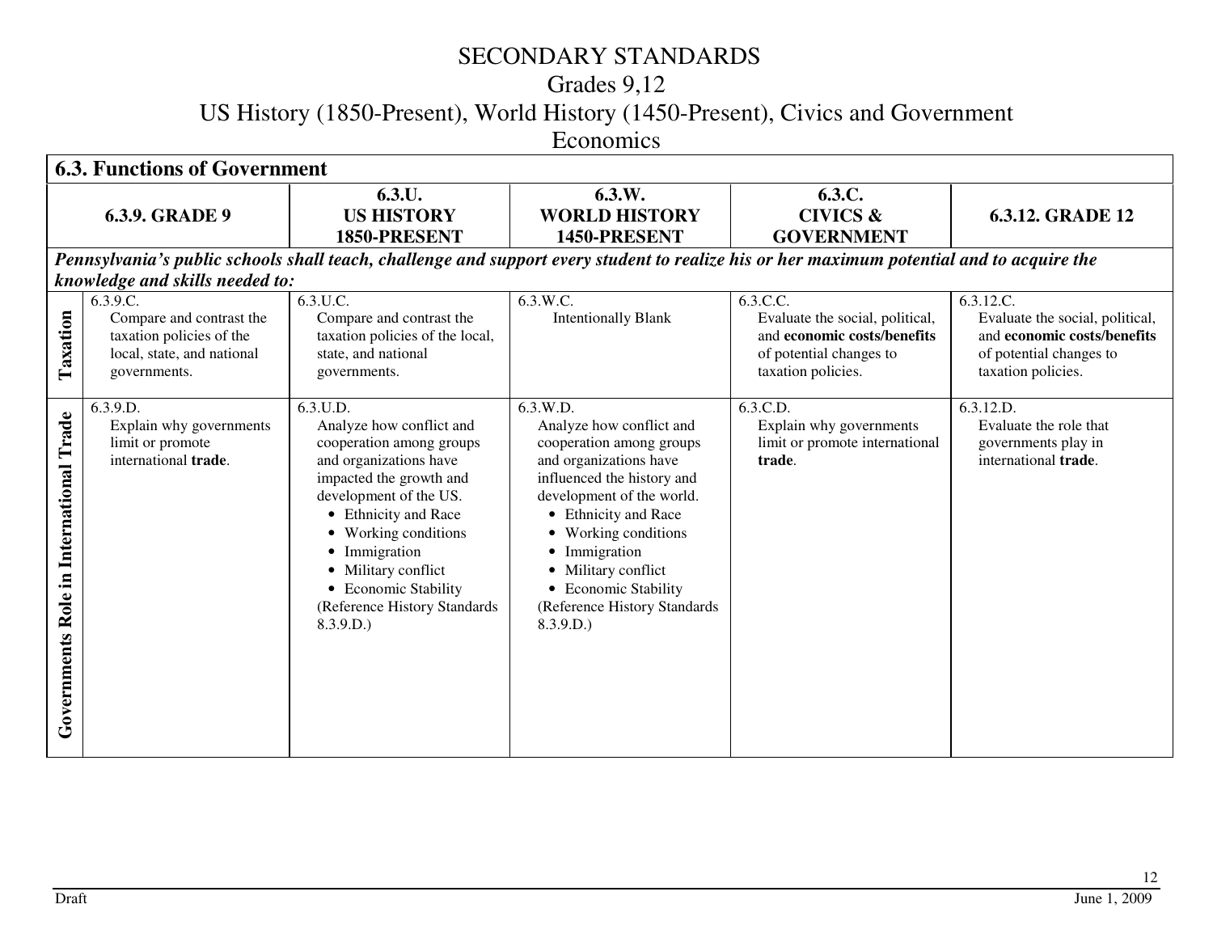# SECONDARY STANDARDS

## Grades 9,12

## US History (1850-Present), World History (1450-Present), Civics and Government Economics

| 6.3. Functions of Government | | | | | |
|---|---|---|---|---|---|
| | **6.3.9. GRADE 9** | **6.3.U. US HISTORY 1850-PRESENT** | **6.3.W. WORLD HISTORY 1450-PRESENT** | **6.3.C. CIVICS & GOVERNMENT** | **6.3.12. GRADE 12** |
| ***Pennsylvania's public schools shall teach, challenge and support every student to realize his or her maximum potential and to acquire the knowledge and skills needed to:*** | | | | | |
| **Taxation** | 6.3.9.C. Compare and contrast the taxation policies of the local, state, and national governments. | 6.3.U.C. Compare and contrast the taxation policies of the local, state, and national governments. | 6.3.W.C. Intentionally Blank | 6.3.C.C. Evaluate the social, political, and **economic costs/benefits** of potential changes to taxation policies. | 6.3.12.C. Evaluate the social, political, and **economic costs/benefits** of potential changes to taxation policies. |
| **Governments Role in International Trade** | 6.3.9.D. Explain why governments limit or promote international **trade**. | 6.3.U.D. Analyze how conflict and cooperation among groups and organizations have impacted the growth and development of the US.<br>• Ethnicity and Race<br>• Working conditions<br>• Immigration<br>• Military conflict<br>• Economic Stability<br>(Reference History Standards 8.3.9.D.) | 6.3.W.D. Analyze how conflict and cooperation among groups and organizations have influenced the history and development of the world.<br>• Ethnicity and Race<br>• Working conditions<br>• Immigration<br>• Military conflict<br>• Economic Stability<br>(Reference History Standards 8.3.9.D.) | 6.3.C.D. Explain why governments limit or promote international **trade**. | 6.3.12.D. Evaluate the role that governments play in international **trade**. |

Draft — June 1, 2009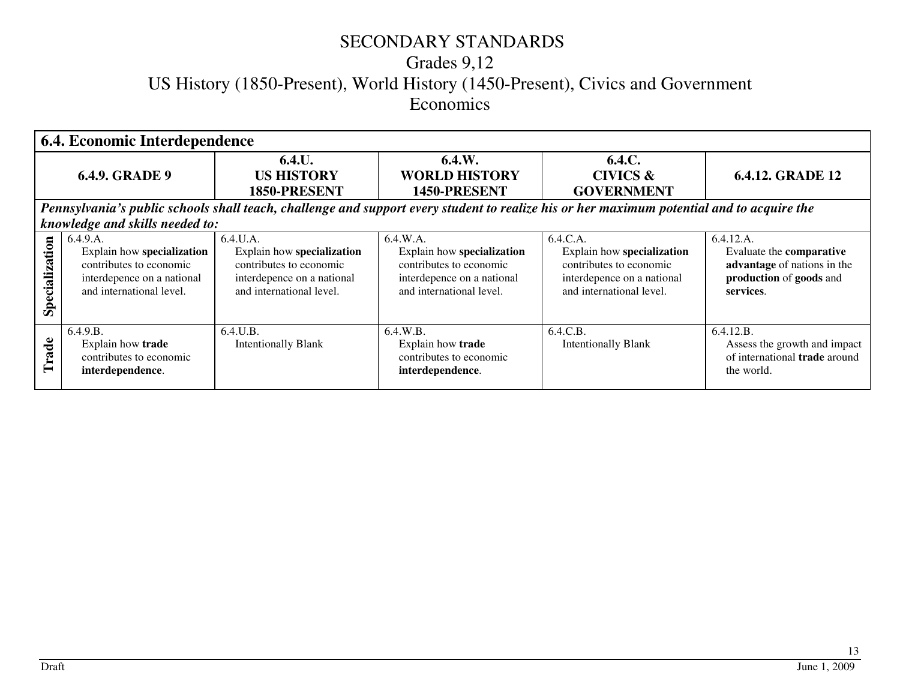# SECONDARY STANDARDS
## Grades 9,12
## US History (1850-Present), World History (1450-Present), Civics and Government
## Economics

| 6.4. Economic Interdependence | | | | | |
|---|---|---|---|---|---|
| | **6.4.9. GRADE 9** | **6.4.U. US HISTORY 1850-PRESENT** | **6.4.W. WORLD HISTORY 1450-PRESENT** | **6.4.C. CIVICS & GOVERNMENT** | **6.4.12. GRADE 12** |
| ***Pennsylvania's public schools shall teach, challenge and support every student to realize his or her maximum potential and to acquire the knowledge and skills needed to:*** | | | | | |
| **Specialization** | 6.4.9.A. Explain how **specialization** contributes to economic interdepence on a national and international level. | 6.4.U.A. Explain how **specialization** contributes to economic interdepence on a national and international level. | 6.4.W.A. Explain how **specialization** contributes to economic interdepence on a national and international level. | 6.4.C.A. Explain how **specialization** contributes to economic interdepence on a national and international level. | 6.4.12.A. Evaluate the **comparative advantage** of nations in the **production** of **goods** and **services**. |
| **Trade** | 6.4.9.B. Explain how **trade** contributes to economic **interdependence**. | 6.4.U.B. Intentionally Blank | 6.4.W.B. Explain how **trade** contributes to economic **interdependence**. | 6.4.C.B. Intentionally Blank | 6.4.12.B. Assess the growth and impact of international **trade** around the world. |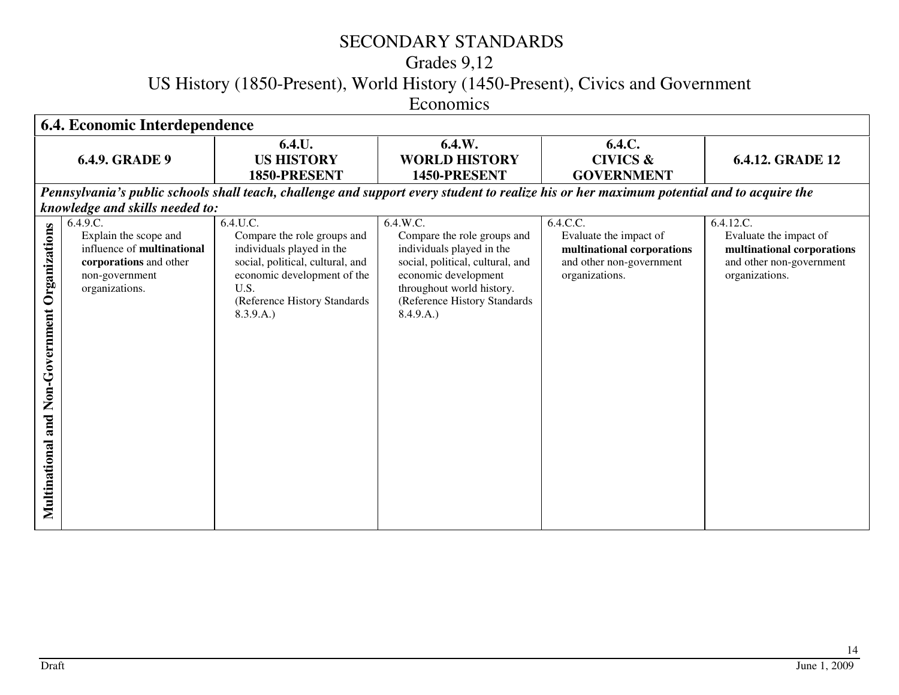# SECONDARY STANDARDS
## Grades 9,12
## US History (1850-Present), World History (1450-Present), Civics and Government
## Economics

| 6.4. Economic Interdependence | | | | | |
|---|---|---|---|---|---|
| | **6.4.9. GRADE 9** | **6.4.U. US HISTORY 1850-PRESENT** | **6.4.W. WORLD HISTORY 1450-PRESENT** | **6.4.C. CIVICS & GOVERNMENT** | **6.4.12. GRADE 12** |
| ***Pennsylvania's public schools shall teach, challenge and support every student to realize his or her maximum potential and to acquire the knowledge and skills needed to:*** | | | | | |
| **Multinational and Non-Government Organizations** | 6.4.9.C. Explain the scope and influence of **multinational corporations** and other non-government organizations. | 6.4.U.C. Compare the role groups and individuals played in the social, political, cultural, and economic development of the U.S. (Reference History Standards 8.3.9.A.) | 6.4.W.C. Compare the role groups and individuals played in the social, political, cultural, and economic development throughout world history. (Reference History Standards 8.4.9.A.) | 6.4.C.C. Evaluate the impact of **multinational corporations** and other non-government organizations. | 6.4.12.C. Evaluate the impact of **multinational corporations** and other non-government organizations. |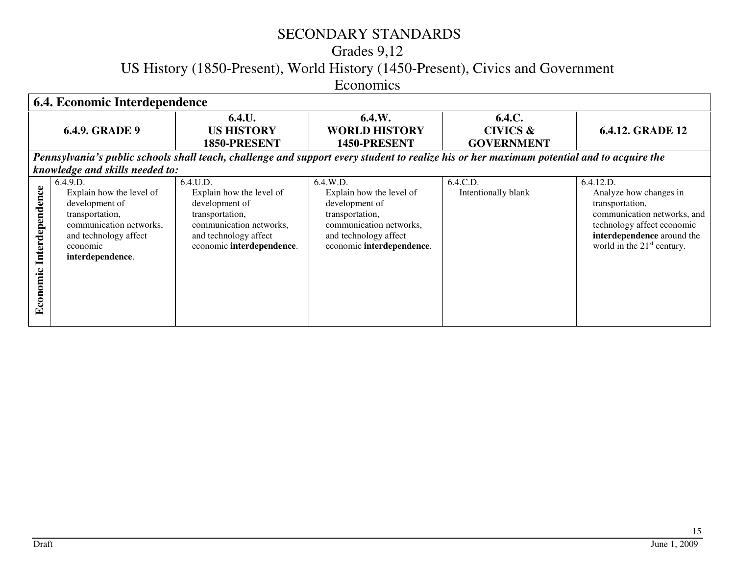# SECONDARY STANDARDS
## Grades 9,12
## US History (1850-Present), World History (1450-Present), Civics and Government
## Economics

| 6.4. Economic Interdependence | | | | | |
|---|---|---|---|---|---|
| **6.4.9. GRADE 9** | | **6.4.U. US HISTORY 1850-PRESENT** | **6.4.W. WORLD HISTORY 1450-PRESENT** | **6.4.C. CIVICS & GOVERNMENT** | **6.4.12. GRADE 12** |
| ***Pennsylvania's public schools shall teach, challenge and support every student to realize his or her maximum potential and to acquire the knowledge and skills needed to:*** | | | | | |
| **Economic Interdependence** | 6.4.9.D. Explain how the level of development of transportation, communication networks, and technology affect economic **interdependence**. | 6.4.U.D. Explain how the level of development of transportation, communication networks, and technology affect economic **interdependence**. | 6.4.W.D. Explain how the level of development of transportation, communication networks, and technology affect economic **interdependence**. | 6.4.C.D. Intentionally blank | 6.4.12.D. Analyze how changes in transportation, communication networks, and technology affect economic **interdependence** around the world in the 21st century. |

Draft

June 1, 2009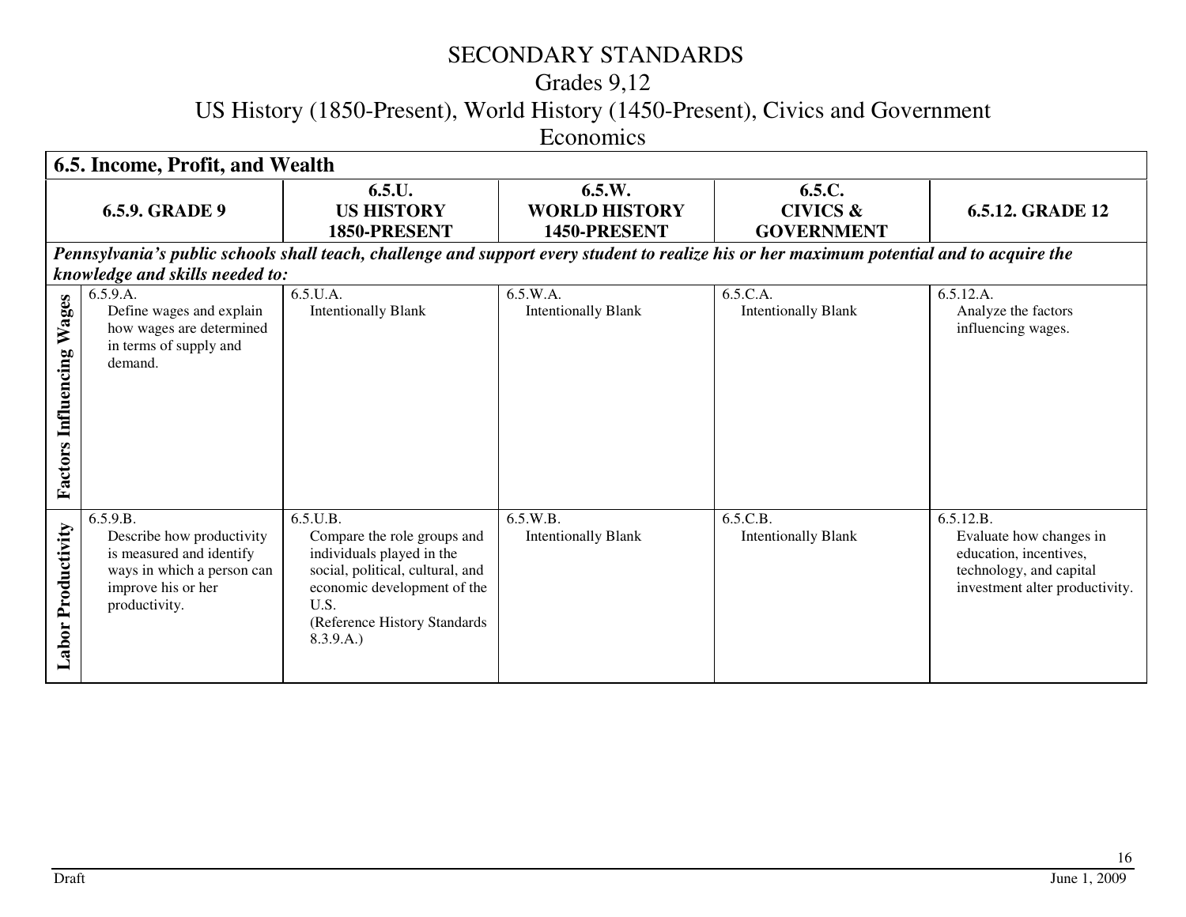# SECONDARY STANDARDS
## Grades 9,12
## US History (1850-Present), World History (1450-Present), Civics and Government
## Economics

### 6.5. Income, Profit, and Wealth

| | 6.5.9. GRADE 9 | 6.5.U. US HISTORY 1850-PRESENT | 6.5.W. WORLD HISTORY 1450-PRESENT | 6.5.C. CIVICS & GOVERNMENT | 6.5.12. GRADE 12 |
|---|---|---|---|---|---|
| | ***Pennsylvania's public schools shall teach, challenge and support every student to realize his or her maximum potential and to acquire the knowledge and skills needed to:*** | | | | |
| **Factors Influencing Wages** | 6.5.9.A. Define wages and explain how wages are determined in terms of supply and demand. | 6.5.U.A. Intentionally Blank | 6.5.W.A. Intentionally Blank | 6.5.C.A. Intentionally Blank | 6.5.12.A. Analyze the factors influencing wages. |
| **Labor Productivity** | 6.5.9.B. Describe how productivity is measured and identify ways in which a person can improve his or her productivity. | 6.5.U.B. Compare the role groups and individuals played in the social, political, cultural, and economic development of the U.S. (Reference History Standards 8.3.9.A.) | 6.5.W.B. Intentionally Blank | 6.5.C.B. Intentionally Blank | 6.5.12.B. Evaluate how changes in education, incentives, technology, and capital investment alter productivity. |

Draft June 1, 2009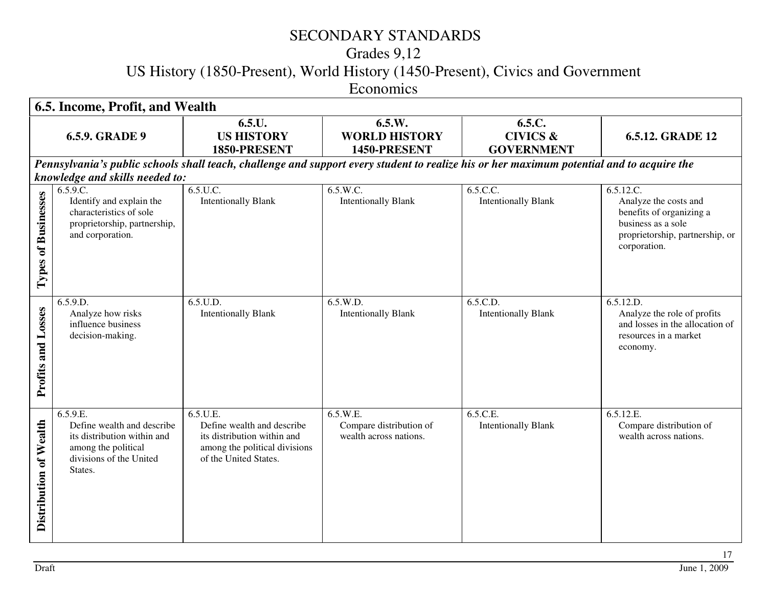# SECONDARY STANDARDS
## Grades 9,12
## US History (1850-Present), World History (1450-Present), Civics and Government
## Economics

| 6.5. Income, Profit, and Wealth | | | | | |
|---|---|---|---|---|---|
| | **6.5.9. GRADE 9** | **6.5.U. US HISTORY 1850-PRESENT** | **6.5.W. WORLD HISTORY 1450-PRESENT** | **6.5.C. CIVICS & GOVERNMENT** | **6.5.12. GRADE 12** |
| ***Pennsylvania's public schools shall teach, challenge and support every student to realize his or her maximum potential and to acquire the knowledge and skills needed to:*** | | | | | |
| **Types of Businesses** | 6.5.9.C. Identify and explain the characteristics of sole proprietorship, partnership, and corporation. | 6.5.U.C. Intentionally Blank | 6.5.W.C. Intentionally Blank | 6.5.C.C. Intentionally Blank | 6.5.12.C. Analyze the costs and benefits of organizing a business as a sole proprietorship, partnership, or corporation. |
| **Profits and Losses** | 6.5.9.D. Analyze how risks influence business decision-making. | 6.5.U.D. Intentionally Blank | 6.5.W.D. Intentionally Blank | 6.5.C.D. Intentionally Blank | 6.5.12.D. Analyze the role of profits and losses in the allocation of resources in a market economy. |
| **Distribution of Wealth** | 6.5.9.E. Define wealth and describe its distribution within and among the political divisions of the United States. | 6.5.U.E. Define wealth and describe its distribution within and among the political divisions of the United States. | 6.5.W.E. Compare distribution of wealth across nations. | 6.5.C.E. Intentionally Blank | 6.5.12.E. Compare distribution of wealth across nations. |

Draft June 1, 2009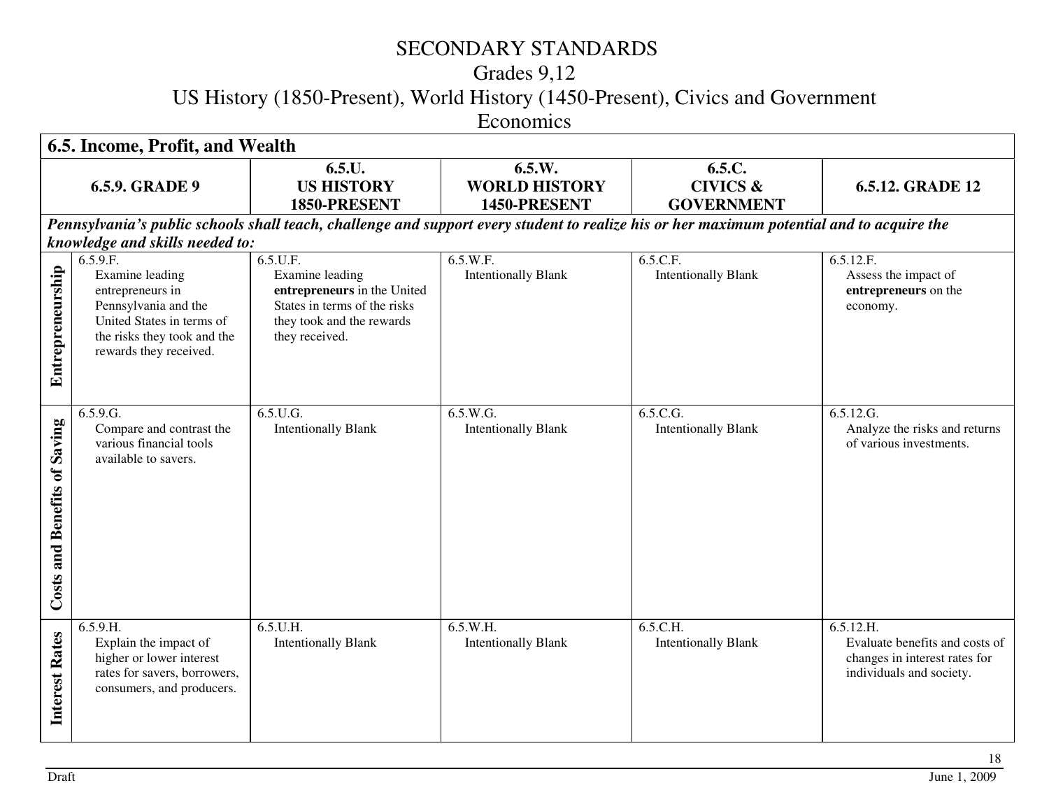# SECONDARY STANDARDS

## Grades 9,12

## US History (1850-Present), World History (1450-Present), Civics and Government

## Economics

| 6.5. Income, Profit, and Wealth | | | | | |
|---|---|---|---|---|---|
| | **6.5.9. GRADE 9** | **6.5.U. US HISTORY 1850-PRESENT** | **6.5.W. WORLD HISTORY 1450-PRESENT** | **6.5.C. CIVICS & GOVERNMENT** | **6.5.12. GRADE 12** |
| ***Pennsylvania's public schools shall teach, challenge and support every student to realize his or her maximum potential and to acquire the knowledge and skills needed to:*** | | | | | |
| **Entrepreneurship** | 6.5.9.F. Examine leading entrepreneurs in Pennsylvania and the United States in terms of the risks they took and the rewards they received. | 6.5.U.F. Examine leading **entrepreneurs** in the United States in terms of the risks they took and the rewards they received. | 6.5.W.F. Intentionally Blank | 6.5.C.F. Intentionally Blank | 6.5.12.F. Assess the impact of **entrepreneurs** on the economy. |
| **Costs and Benefits of Saving** | 6.5.9.G. Compare and contrast the various financial tools available to savers. | 6.5.U.G. Intentionally Blank | 6.5.W.G. Intentionally Blank | 6.5.C.G. Intentionally Blank | 6.5.12.G. Analyze the risks and returns of various investments. |
| **Interest Rates** | 6.5.9.H. Explain the impact of higher or lower interest rates for savers, borrowers, consumers, and producers. | 6.5.U.H. Intentionally Blank | 6.5.W.H. Intentionally Blank | 6.5.C.H. Intentionally Blank | 6.5.12.H. Evaluate benefits and costs of changes in interest rates for individuals and society. |

Draft June 1, 2009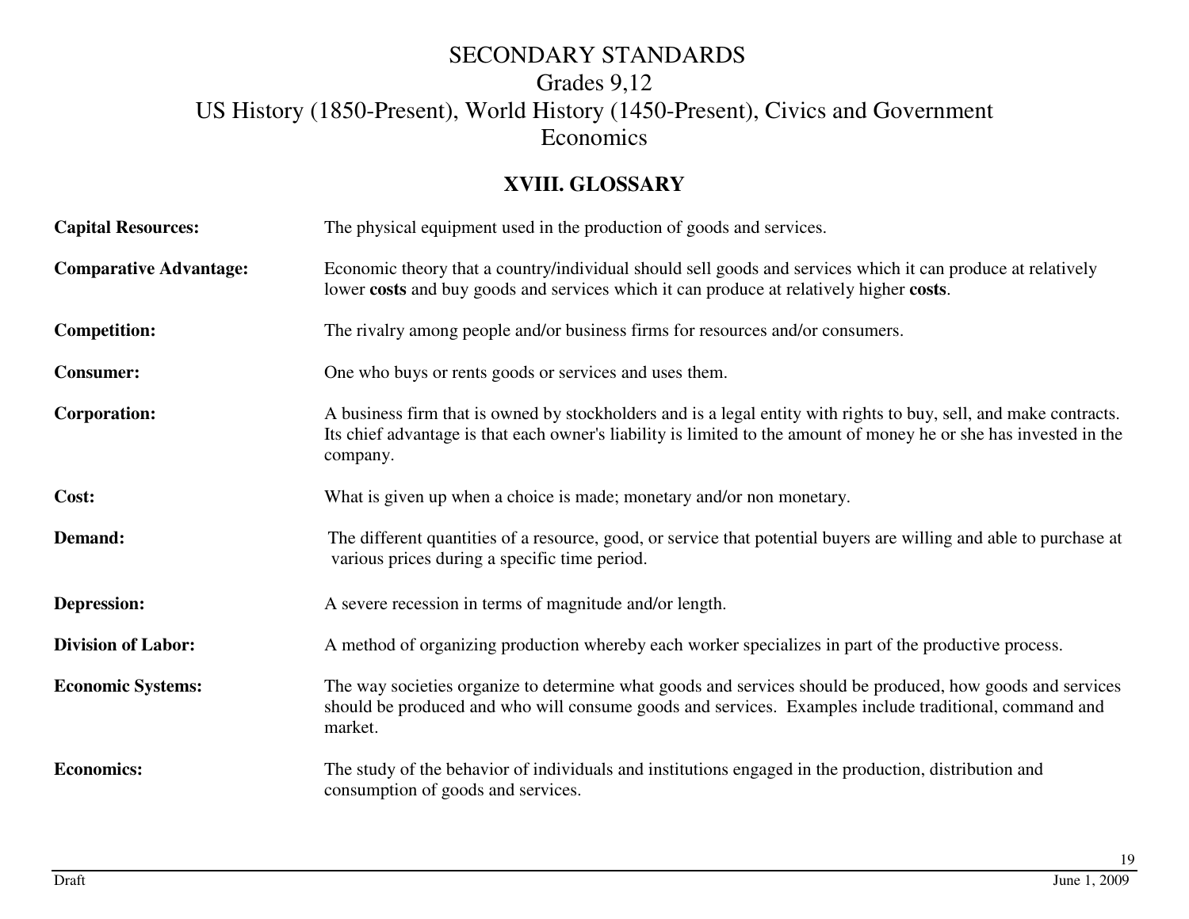# SECONDARY STANDARDS
## Grades 9,12
## US History (1850-Present), World History (1450-Present), Civics and Government
## Economics

### XVIII. GLOSSARY

**Capital Resources:** The physical equipment used in the production of goods and services.

**Comparative Advantage:** Economic theory that a country/individual should sell goods and services which it can produce at relatively lower **costs** and buy goods and services which it can produce at relatively higher **costs**.

**Competition:** The rivalry among people and/or business firms for resources and/or consumers.

**Consumer:** One who buys or rents goods or services and uses them.

**Corporation:** A business firm that is owned by stockholders and is a legal entity with rights to buy, sell, and make contracts. Its chief advantage is that each owner's liability is limited to the amount of money he or she has invested in the company.

**Cost:** What is given up when a choice is made; monetary and/or non monetary.

**Demand:** The different quantities of a resource, good, or service that potential buyers are willing and able to purchase at various prices during a specific time period.

**Depression:** A severe recession in terms of magnitude and/or length.

**Division of Labor:** A method of organizing production whereby each worker specializes in part of the productive process.

**Economic Systems:** The way societies organize to determine what goods and services should be produced, how goods and services should be produced and who will consume goods and services. Examples include traditional, command and market.

**Economics:** The study of the behavior of individuals and institutions engaged in the production, distribution and consumption of goods and services.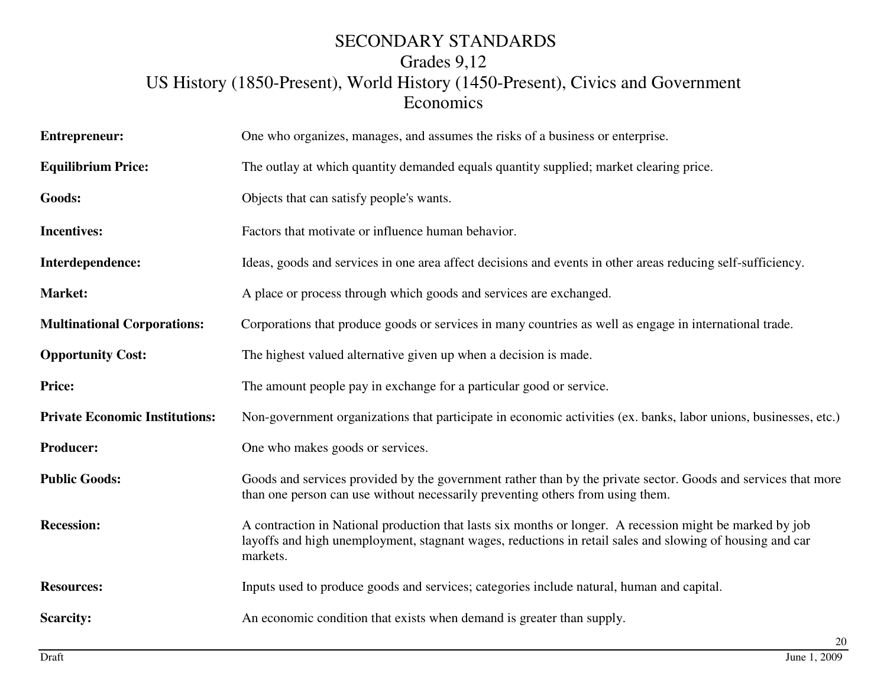# SECONDARY STANDARDS
## Grades 9,12
## US History (1850-Present), World History (1450-Present), Civics and Government
## Economics

| Term | Definition |
|---|---|
| **Entrepreneur:** | One who organizes, manages, and assumes the risks of a business or enterprise. |
| **Equilibrium Price:** | The outlay at which quantity demanded equals quantity supplied; market clearing price. |
| **Goods:** | Objects that can satisfy people's wants. |
| **Incentives:** | Factors that motivate or influence human behavior. |
| **Interdependence:** | Ideas, goods and services in one area affect decisions and events in other areas reducing self-sufficiency. |
| **Market:** | A place or process through which goods and services are exchanged. |
| **Multinational Corporations:** | Corporations that produce goods or services in many countries as well as engage in international trade. |
| **Opportunity Cost:** | The highest valued alternative given up when a decision is made. |
| **Price:** | The amount people pay in exchange for a particular good or service. |
| **Private Economic Institutions:** | Non-government organizations that participate in economic activities (ex. banks, labor unions, businesses, etc.) |
| **Producer:** | One who makes goods or services. |
| **Public Goods:** | Goods and services provided by the government rather than by the private sector. Goods and services that more than one person can use without necessarily preventing others from using them. |
| **Recession:** | A contraction in National production that lasts six months or longer. A recession might be marked by job layoffs and high unemployment, stagnant wages, reductions in retail sales and slowing of housing and car markets. |
| **Resources:** | Inputs used to produce goods and services; categories include natural, human and capital. |
| **Scarcity:** | An economic condition that exists when demand is greater than supply. |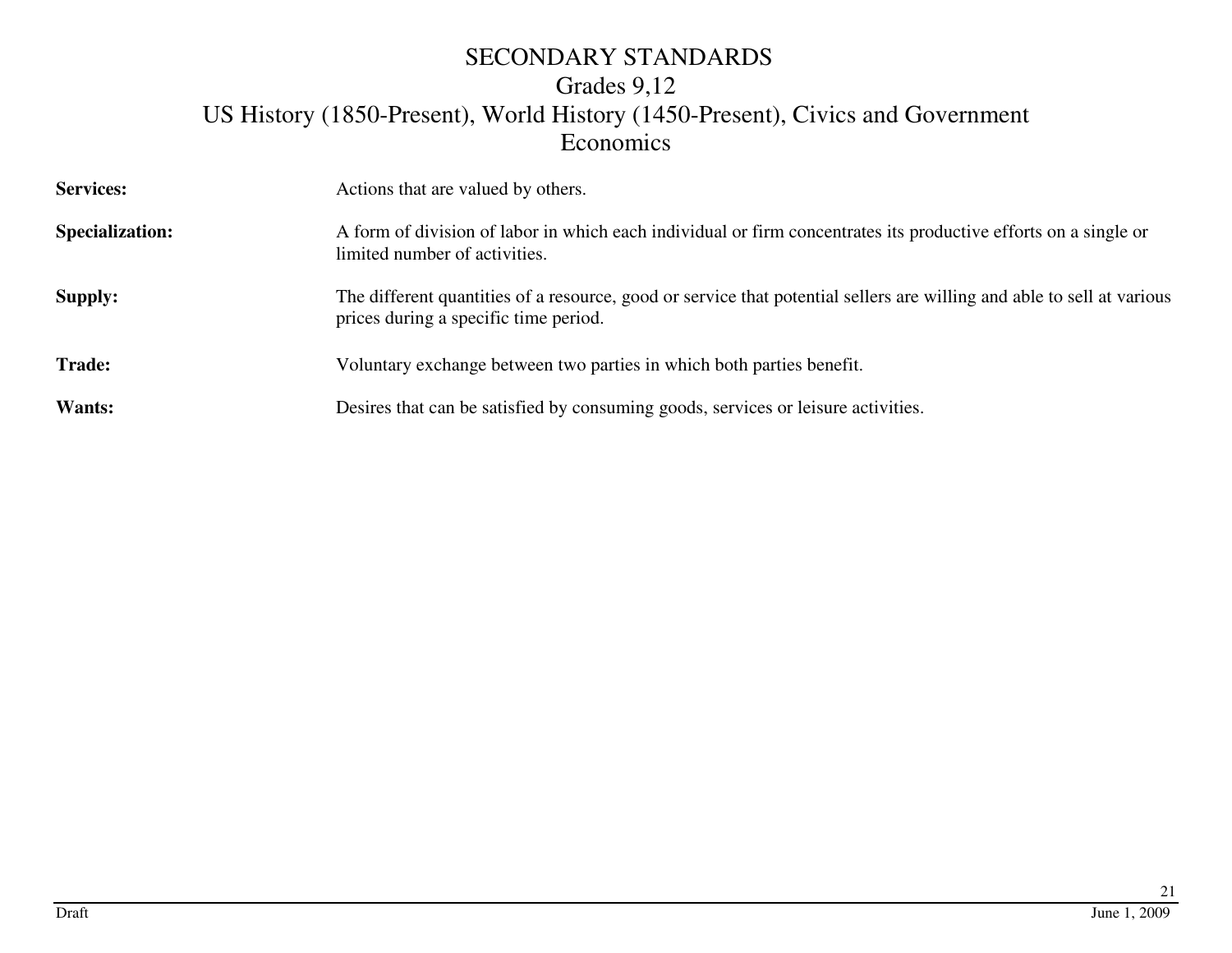**Services:** Actions that are valued by others.

**Specialization:** A form of division of labor in which each individual or firm concentrates its productive efforts on a single or limited number of activities.

**Supply:** The different quantities of a resource, good or service that potential sellers are willing and able to sell at various prices during a specific time period.

**Trade:** Voluntary exchange between two parties in which both parties benefit.

**Wants:** Desires that can be satisfied by consuming goods, services or leisure activities.